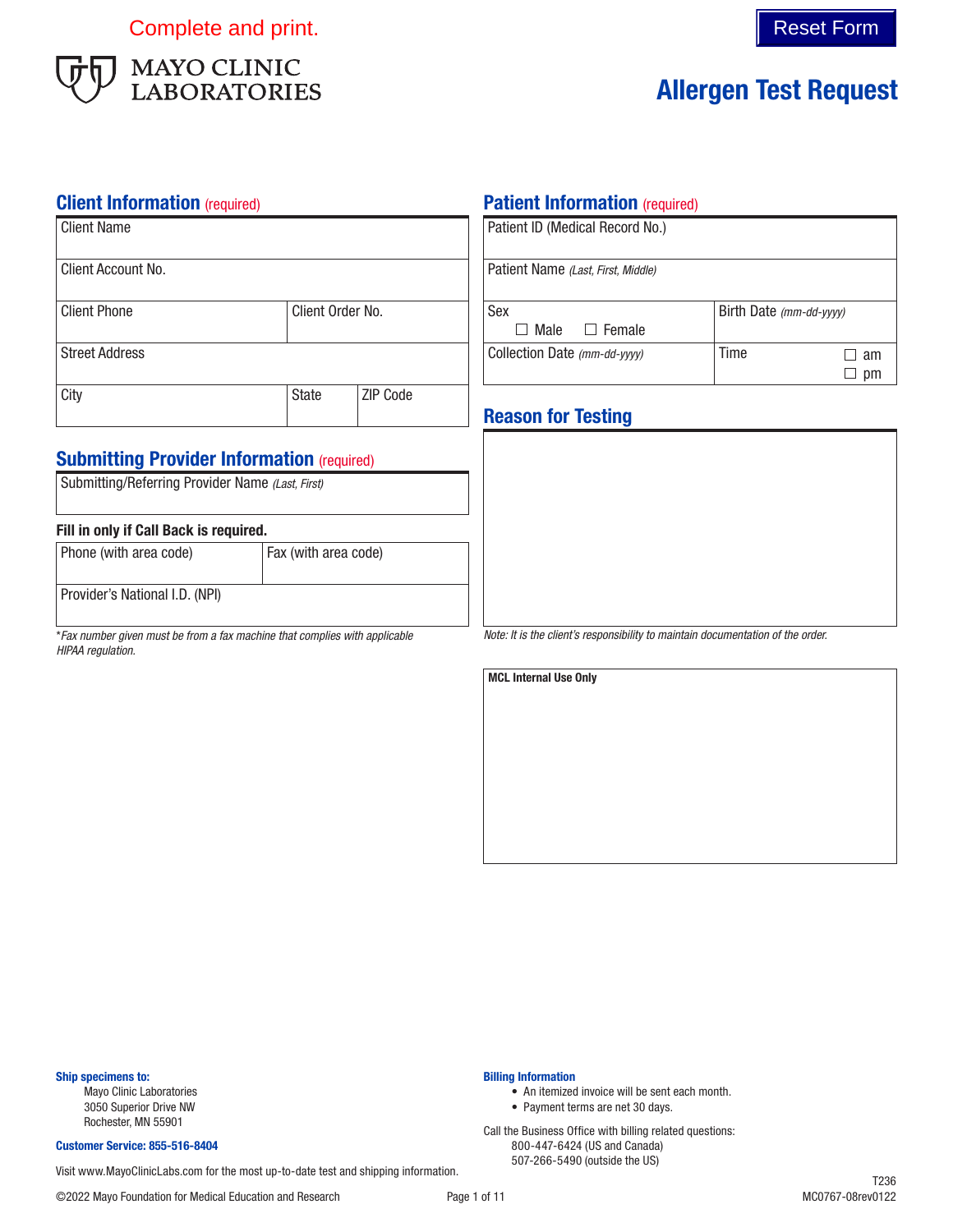Complete and print.

Reset Form

MAYO CLINIC LABORATORIES

# Allergen Test Request

## Client Information (required)

| Client Name | | |
|---|---|---|
| Client Account No. | | |
| Client Phone | Client Order No. | |
| Street Address | | |
| City | State | ZIP Code |

## Submitting Provider Information (required)

| Submitting/Referring Provider Name *(Last, First)* | |
|---|---|

**Fill in only if Call Back is required.**

| Phone (with area code) | Fax (with area code) |
|---|---|
| Provider's National I.D. (NPI) | |

**Fax number given must be from a fax machine that complies with applicable HIPAA regulation.*

## Patient Information (required)

| Patient ID (Medical Record No.) | |
|---|---|
| Patient Name *(Last, First, Middle)* | |
| Sex ☐ Male ☐ Female | Birth Date *(mm-dd-yyyy)* |
| Collection Date *(mm-dd-yyyy)* | Time ☐ am ☐ pm |

## Reason for Testing

*Note: It is the client's responsibility to maintain documentation of the order.*

**MCL Internal Use Only**

**Ship specimens to:**
Mayo Clinic Laboratories
3050 Superior Drive NW
Rochester, MN 55901

**Customer Service: 855-516-8404**

Visit www.MayoClinicLabs.com for the most up-to-date test and shipping information.

**Billing Information**

- An itemized invoice will be sent each month.
- Payment terms are net 30 days.

Call the Business Office with billing related questions:
800-447-6424 (US and Canada)
507-266-5490 (outside the US)

©2022 Mayo Foundation for Medical Education and Research

T236
MC0767-08rev0122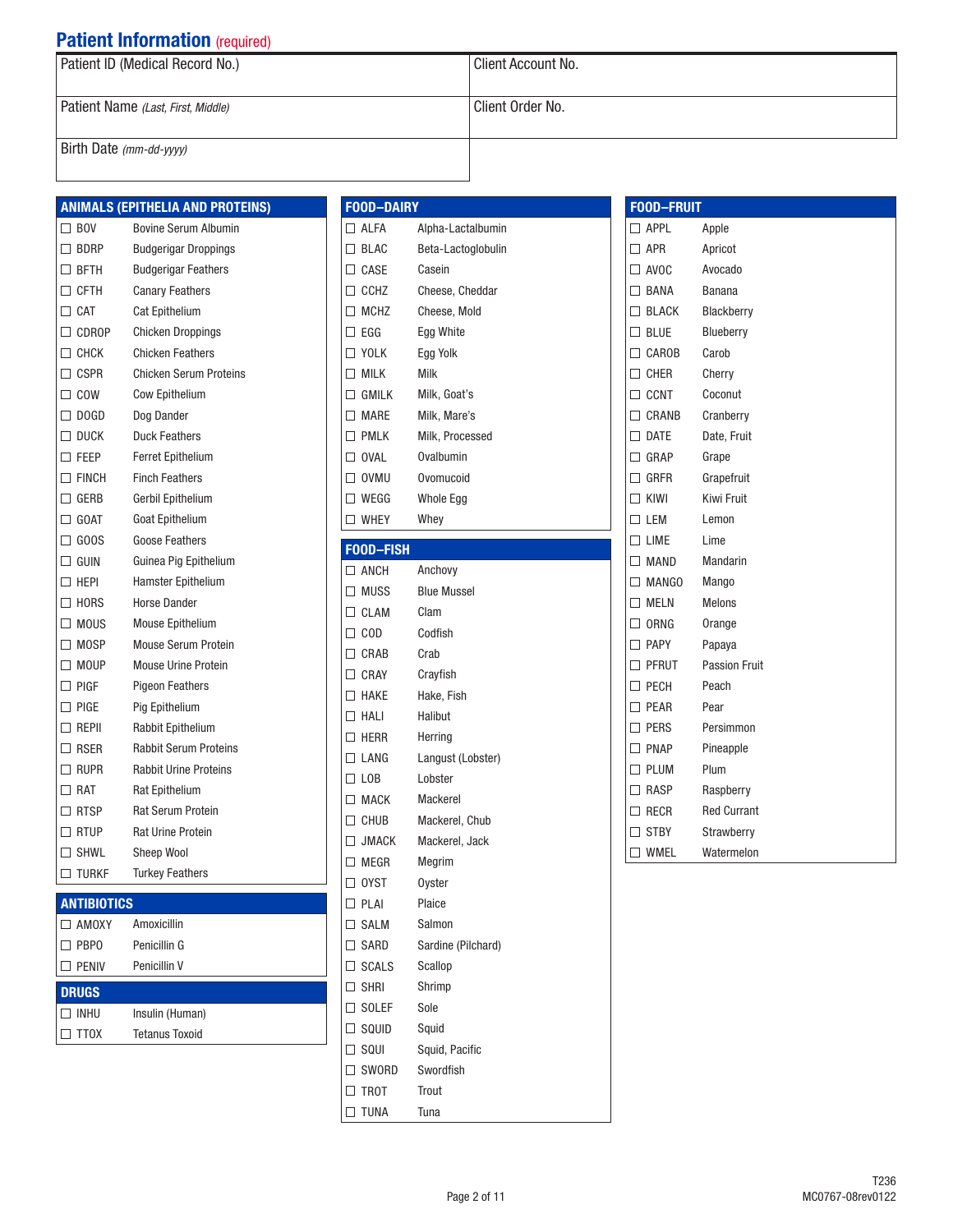## Patient Information (required)

| Patient ID (Medical Record No.) | Client Account No. |
|---|---|
| Patient Name *(Last, First, Middle)* | Client Order No. |
| Birth Date *(mm-dd-yyyy)* | |

### ANIMALS (EPITHELIA AND PROTEINS)

| | Code | Description |
|---|---|---|
| ☐ | BOV | Bovine Serum Albumin |
| ☐ | BDRP | Budgerigar Droppings |
| ☐ | BFTH | Budgerigar Feathers |
| ☐ | CFTH | Canary Feathers |
| ☐ | CAT | Cat Epithelium |
| ☐ | CDROP | Chicken Droppings |
| ☐ | CHCK | Chicken Feathers |
| ☐ | CSPR | Chicken Serum Proteins |
| ☐ | COW | Cow Epithelium |
| ☐ | DOGD | Dog Dander |
| ☐ | DUCK | Duck Feathers |
| ☐ | FEEP | Ferret Epithelium |
| ☐ | FINCH | Finch Feathers |
| ☐ | GERB | Gerbil Epithelium |
| ☐ | GOAT | Goat Epithelium |
| ☐ | GOOS | Goose Feathers |
| ☐ | GUIN | Guinea Pig Epithelium |
| ☐ | HEPI | Hamster Epithelium |
| ☐ | HORS | Horse Dander |
| ☐ | MOUS | Mouse Epithelium |
| ☐ | MOSP | Mouse Serum Protein |
| ☐ | MOUP | Mouse Urine Protein |
| ☐ | PIGF | Pigeon Feathers |
| ☐ | PIGE | Pig Epithelium |
| ☐ | REPII | Rabbit Epithelium |
| ☐ | RSER | Rabbit Serum Proteins |
| ☐ | RUPR | Rabbit Urine Proteins |
| ☐ | RAT | Rat Epithelium |
| ☐ | RTSP | Rat Serum Protein |
| ☐ | RTUP | Rat Urine Protein |
| ☐ | SHWL | Sheep Wool |
| ☐ | TURKF | Turkey Feathers |

### ANTIBIOTICS

| | Code | Description |
|---|---|---|
| ☐ | AMOXY | Amoxicillin |
| ☐ | PBPO | Penicillin G |
| ☐ | PENIV | Penicillin V |

### DRUGS

| | Code | Description |
|---|---|---|
| ☐ | INHU | Insulin (Human) |
| ☐ | TTOX | Tetanus Toxoid |

### FOOD–DAIRY

| | Code | Description |
|---|---|---|
| ☐ | ALFA | Alpha-Lactalbumin |
| ☐ | BLAC | Beta-Lactoglobulin |
| ☐ | CASE | Casein |
| ☐ | CCHZ | Cheese, Cheddar |
| ☐ | MCHZ | Cheese, Mold |
| ☐ | EGG | Egg White |
| ☐ | YOLK | Egg Yolk |
| ☐ | MILK | Milk |
| ☐ | GMILK | Milk, Goat's |
| ☐ | MARE | Milk, Mare's |
| ☐ | PMLK | Milk, Processed |
| ☐ | OVAL | Ovalbumin |
| ☐ | OVMU | Ovomucoid |
| ☐ | WEGG | Whole Egg |
| ☐ | WHEY | Whey |

### FOOD–FISH

| | Code | Description |
|---|---|---|
| ☐ | ANCH | Anchovy |
| ☐ | MUSS | Blue Mussel |
| ☐ | CLAM | Clam |
| ☐ | COD | Codfish |
| ☐ | CRAB | Crab |
| ☐ | CRAY | Crayfish |
| ☐ | HAKE | Hake, Fish |
| ☐ | HALI | Halibut |
| ☐ | HERR | Herring |
| ☐ | LANG | Langust (Lobster) |
| ☐ | LOB | Lobster |
| ☐ | MACK | Mackerel |
| ☐ | CHUB | Mackerel, Chub |
| ☐ | JMACK | Mackerel, Jack |
| ☐ | MEGR | Megrim |
| ☐ | OYST | Oyster |
| ☐ | PLAI | Plaice |
| ☐ | SALM | Salmon |
| ☐ | SARD | Sardine (Pilchard) |
| ☐ | SCALS | Scallop |
| ☐ | SHRI | Shrimp |
| ☐ | SOLEF | Sole |
| ☐ | SQUID | Squid |
| ☐ | SQUI | Squid, Pacific |
| ☐ | SWORD | Swordfish |
| ☐ | TROT | Trout |
| ☐ | TUNA | Tuna |

### FOOD–FRUIT

| | Code | Description |
|---|---|---|
| ☐ | APPL | Apple |
| ☐ | APR | Apricot |
| ☐ | AVOC | Avocado |
| ☐ | BANA | Banana |
| ☐ | BLACK | Blackberry |
| ☐ | BLUE | Blueberry |
| ☐ | CAROB | Carob |
| ☐ | CHER | Cherry |
| ☐ | CCNT | Coconut |
| ☐ | CRANB | Cranberry |
| ☐ | DATE | Date, Fruit |
| ☐ | GRAP | Grape |
| ☐ | GRFR | Grapefruit |
| ☐ | KIWI | Kiwi Fruit |
| ☐ | LEM | Lemon |
| ☐ | LIME | Lime |
| ☐ | MAND | Mandarin |
| ☐ | MANGO | Mango |
| ☐ | MELN | Melons |
| ☐ | ORNG | Orange |
| ☐ | PAPY | Papaya |
| ☐ | PFRUT | Passion Fruit |
| ☐ | PECH | Peach |
| ☐ | PEAR | Pear |
| ☐ | PERS | Persimmon |
| ☐ | PNAP | Pineapple |
| ☐ | PLUM | Plum |
| ☐ | RASP | Raspberry |
| ☐ | RECR | Red Currant |
| ☐ | STBY | Strawberry |
| ☐ | WMEL | Watermelon |

T236
MC0767-08rev0122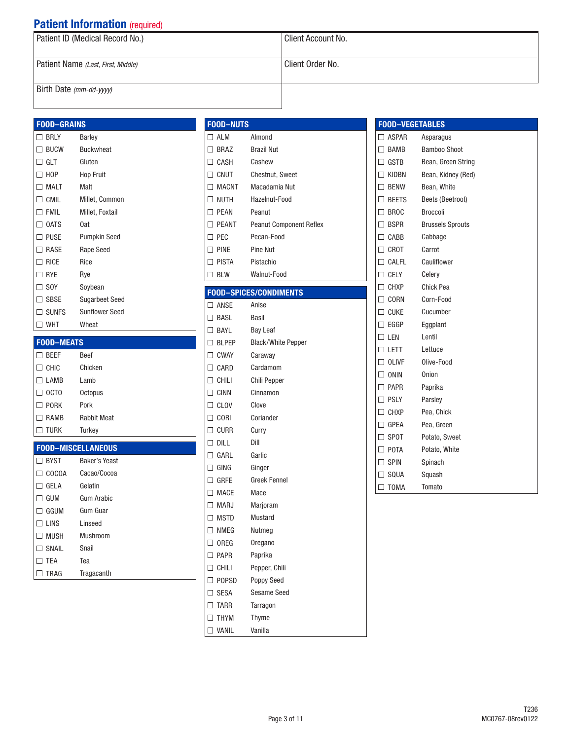## Patient Information (required)

| Patient ID (Medical Record No.) | Client Account No. |
|---|---|
| Patient Name *(Last, First, Middle)* | Client Order No. |
| Birth Date *(mm-dd-yyyy)* | |

### FOOD–GRAINS

| | Code | Name |
|---|---|---|
| ☐ | BRLY | Barley |
| ☐ | BUCW | Buckwheat |
| ☐ | GLT | Gluten |
| ☐ | HOP | Hop Fruit |
| ☐ | MALT | Malt |
| ☐ | CMIL | Millet, Common |
| ☐ | FMIL | Millet, Foxtail |
| ☐ | OATS | Oat |
| ☐ | PUSE | Pumpkin Seed |
| ☐ | RASE | Rape Seed |
| ☐ | RICE | Rice |
| ☐ | RYE | Rye |
| ☐ | SOY | Soybean |
| ☐ | SBSE | Sugarbeet Seed |
| ☐ | SUNFS | Sunflower Seed |
| ☐ | WHT | Wheat |

### FOOD–MEATS

| | Code | Name |
|---|---|---|
| ☐ | BEEF | Beef |
| ☐ | CHIC | Chicken |
| ☐ | LAMB | Lamb |
| ☐ | OCTO | Octopus |
| ☐ | PORK | Pork |
| ☐ | RAMB | Rabbit Meat |
| ☐ | TURK | Turkey |

### FOOD–MISCELLANEOUS

| | Code | Name |
|---|---|---|
| ☐ | BYST | Baker's Yeast |
| ☐ | COCOA | Cacao/Cocoa |
| ☐ | GELA | Gelatin |
| ☐ | GUM | Gum Arabic |
| ☐ | GGUM | Gum Guar |
| ☐ | LINS | Linseed |
| ☐ | MUSH | Mushroom |
| ☐ | SNAIL | Snail |
| ☐ | TEA | Tea |
| ☐ | TRAG | Tragacanth |

### FOOD–NUTS

| | Code | Name |
|---|---|---|
| ☐ | ALM | Almond |
| ☐ | BRAZ | Brazil Nut |
| ☐ | CASH | Cashew |
| ☐ | CNUT | Chestnut, Sweet |
| ☐ | MACNT | Macadamia Nut |
| ☐ | NUTH | Hazelnut-Food |
| ☐ | PEAN | Peanut |
| ☐ | PEANT | Peanut Component Reflex |
| ☐ | PEC | Pecan-Food |
| ☐ | PINE | Pine Nut |
| ☐ | PISTA | Pistachio |
| ☐ | BLW | Walnut-Food |

### FOOD–SPICES/CONDIMENTS

| | Code | Name |
|---|---|---|
| ☐ | ANSE | Anise |
| ☐ | BASL | Basil |
| ☐ | BAYL | Bay Leaf |
| ☐ | BLPEP | Black/White Pepper |
| ☐ | CWAY | Caraway |
| ☐ | CARD | Cardamom |
| ☐ | CHILI | Chili Pepper |
| ☐ | CINN | Cinnamon |
| ☐ | CLOV | Clove |
| ☐ | CORI | Coriander |
| ☐ | CURR | Curry |
| ☐ | DILL | Dill |
| ☐ | GARL | Garlic |
| ☐ | GING | Ginger |
| ☐ | GRFE | Greek Fennel |
| ☐ | MACE | Mace |
| ☐ | MARJ | Marjoram |
| ☐ | MSTD | Mustard |
| ☐ | NMEG | Nutmeg |
| ☐ | OREG | Oregano |
| ☐ | PAPR | Paprika |
| ☐ | CHILI | Pepper, Chili |
| ☐ | POPSD | Poppy Seed |
| ☐ | SESA | Sesame Seed |
| ☐ | TARR | Tarragon |
| ☐ | THYM | Thyme |
| ☐ | VANIL | Vanilla |

### FOOD–VEGETABLES

| | Code | Name |
|---|---|---|
| ☐ | ASPAR | Asparagus |
| ☐ | BAMB | Bamboo Shoot |
| ☐ | GSTB | Bean, Green String |
| ☐ | KIDBN | Bean, Kidney (Red) |
| ☐ | BENW | Bean, White |
| ☐ | BEETS | Beets (Beetroot) |
| ☐ | BROC | Broccoli |
| ☐ | BSPR | Brussels Sprouts |
| ☐ | CABB | Cabbage |
| ☐ | CROT | Carrot |
| ☐ | CALFL | Cauliflower |
| ☐ | CELY | Celery |
| ☐ | CHXP | Chick Pea |
| ☐ | CORN | Corn-Food |
| ☐ | CUKE | Cucumber |
| ☐ | EGGP | Eggplant |
| ☐ | LEN | Lentil |
| ☐ | LETT | Lettuce |
| ☐ | OLIVF | Olive-Food |
| ☐ | ONIN | Onion |
| ☐ | PAPR | Paprika |
| ☐ | PSLY | Parsley |
| ☐ | CHXP | Pea, Chick |
| ☐ | GPEA | Pea, Green |
| ☐ | SPOT | Potato, Sweet |
| ☐ | POTA | Potato, White |
| ☐ | SPIN | Spinach |
| ☐ | SQUA | Squash |
| ☐ | TOMA | Tomato |

T236
MC0767-08rev0122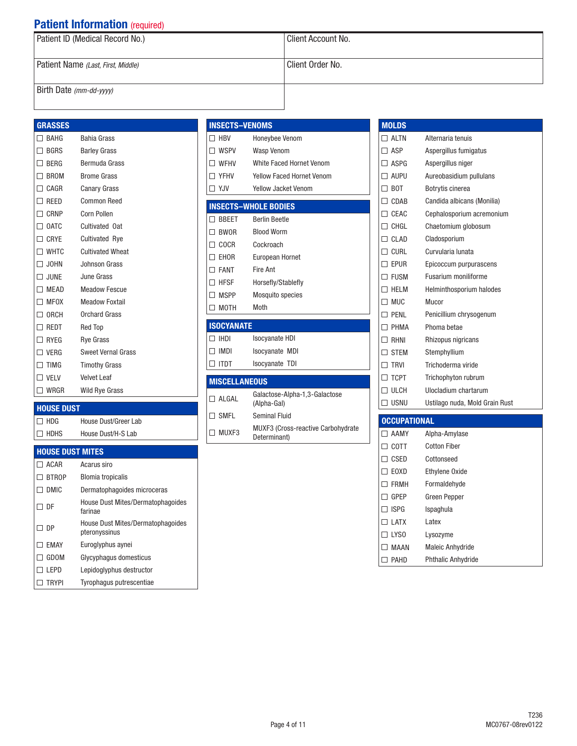## Patient Information (required)

| Patient ID (Medical Record No.) | Client Account No. |
|---|---|
| Patient Name *(Last, First, Middle)* | Client Order No. |
| Birth Date *(mm-dd-yyyy)* | |

### GRASSES

| Code | Test |
|---|---|
| ☐ BAHG | Bahia Grass |
| ☐ BGRS | Barley Grass |
| ☐ BERG | Bermuda Grass |
| ☐ BROM | Brome Grass |
| ☐ CAGR | Canary Grass |
| ☐ REED | Common Reed |
| ☐ CRNP | Corn Pollen |
| ☐ OATC | Cultivated Oat |
| ☐ CRYE | Cultivated Rye |
| ☐ WHTC | Cultivated Wheat |
| ☐ JOHN | Johnson Grass |
| ☐ JUNE | June Grass |
| ☐ MEAD | Meadow Fescue |
| ☐ MFOX | Meadow Foxtail |
| ☐ ORCH | Orchard Grass |
| ☐ REDT | Red Top |
| ☐ RYEG | Rye Grass |
| ☐ VERG | Sweet Vernal Grass |
| ☐ TIMG | Timothy Grass |
| ☐ VELV | Velvet Leaf |
| ☐ WRGR | Wild Rye Grass |

### HOUSE DUST

| Code | Test |
|---|---|
| ☐ HDG | House Dust/Greer Lab |
| ☐ HDHS | House Dust/H-S Lab |

### HOUSE DUST MITES

| Code | Test |
|---|---|
| ☐ ACAR | Acarus siro |
| ☐ BTROP | Blomia tropicalis |
| ☐ DMIC | Dermatophagoides microceras |
| ☐ DF | House Dust Mites/Dermatophagoides farinae |
| ☐ DP | House Dust Mites/Dermatophagoides pteronyssinus |
| ☐ EMAY | Euroglyphus aynei |
| ☐ GDOM | Glycyphagus domesticus |
| ☐ LEPD | Lepidoglyphus destructor |
| ☐ TRYPI | Tyrophagus putrescentiae |

### INSECTS–VENOMS

| Code | Test |
|---|---|
| ☐ HBV | Honeybee Venom |
| ☐ WSPV | Wasp Venom |
| ☐ WFHV | White Faced Hornet Venom |
| ☐ YFHV | Yellow Faced Hornet Venom |
| ☐ YJV | Yellow Jacket Venom |

### INSECTS–WHOLE BODIES

| Code | Test |
|---|---|
| ☐ BBEET | Berlin Beetle |
| ☐ BWOR | Blood Worm |
| ☐ COCR | Cockroach |
| ☐ EHOR | European Hornet |
| ☐ FANT | Fire Ant |
| ☐ HFSF | Horsefly/Stablefly |
| ☐ MSPP | Mosquito species |
| ☐ MOTH | Moth |

### ISOCYANATE

| Code | Test |
|---|---|
| ☐ IHDI | Isocyanate HDI |
| ☐ IMDI | Isocyanate MDI |
| ☐ ITDT | Isocyanate TDI |

### MISCELLANEOUS

| Code | Test |
|---|---|
| ☐ ALGAL | Galactose-Alpha-1,3-Galactose (Alpha-Gal) |
| ☐ SMFL | Seminal Fluid |
| ☐ MUXF3 | MUXF3 (Cross-reactive Carbohydrate Determinant) |

### MOLDS

| Code | Test |
|---|---|
| ☐ ALTN | Alternaria tenuis |
| ☐ ASP | Aspergillus fumigatus |
| ☐ ASPG | Aspergillus niger |
| ☐ AUPU | Aureobasidium pullulans |
| ☐ BOT | Botrytis cinerea |
| ☐ CDAB | Candida albicans (Monilia) |
| ☐ CEAC | Cephalosporium acremonium |
| ☐ CHGL | Chaetomium globosum |
| ☐ CLAD | Cladosporium |
| ☐ CURL | Curvularia lunata |
| ☐ EPUR | Epicoccum purpurascens |
| ☐ FUSM | Fusarium moniliforme |
| ☐ HELM | Helminthosporium halodes |
| ☐ MUC | Mucor |
| ☐ PENL | Penicillium chrysogenum |
| ☐ PHMA | Phoma betae |
| ☐ RHNI | Rhizopus nigricans |
| ☐ STEM | Stemphyllium |
| ☐ TRVI | Trichoderma viride |
| ☐ TCPT | Trichophyton rubrum |
| ☐ ULCH | Ulocladium chartarum |
| ☐ USNU | Ustilago nuda, Mold Grain Rust |

### OCCUPATIONAL

| Code | Test |
|---|---|
| ☐ AAMY | Alpha-Amylase |
| ☐ COTT | Cotton Fiber |
| ☐ CSED | Cottonseed |
| ☐ EOXD | Ethylene Oxide |
| ☐ FRMH | Formaldehyde |
| ☐ GPEP | Green Pepper |
| ☐ ISPG | Ispaghula |
| ☐ LATX | Latex |
| ☐ LYSO | Lysozyme |
| ☐ MAAN | Maleic Anhydride |
| ☐ PAHD | Phthalic Anhydride |

T236
MC0767-08rev0122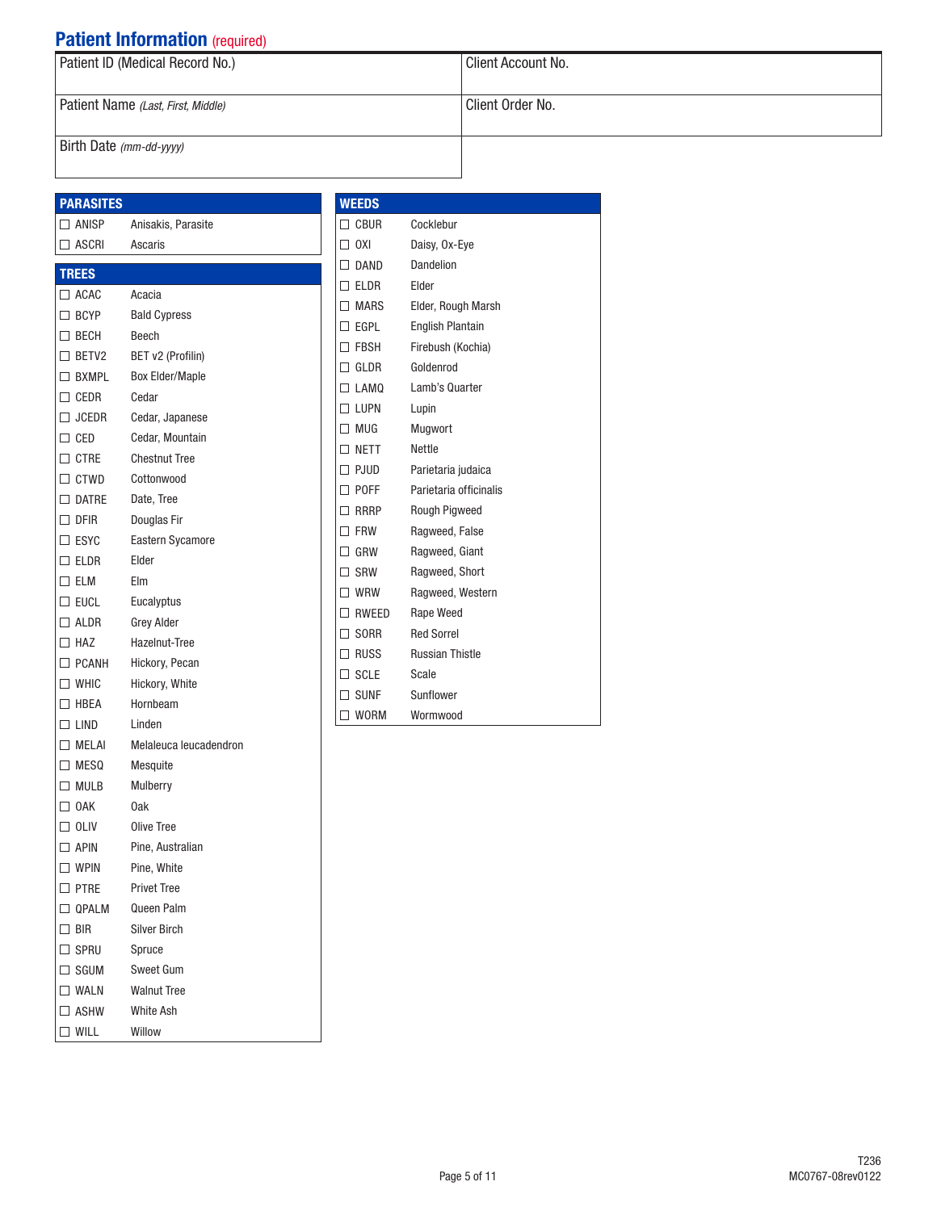## Patient Information (required)

| Patient ID (Medical Record No.) | Client Account No. |
|---|---|
| Patient Name *(Last, First, Middle)* | Client Order No. |
| Birth Date *(mm-dd-yyyy)* | |

### PARASITES

| | Code | Name |
|---|---|---|
| ☐ | ANISP | Anisakis, Parasite |
| ☐ | ASCRI | Ascaris |

### TREES

| | Code | Name |
|---|---|---|
| ☐ | ACAC | Acacia |
| ☐ | BCYP | Bald Cypress |
| ☐ | BECH | Beech |
| ☐ | BETV2 | BET v2 (Profilin) |
| ☐ | BXMPL | Box Elder/Maple |
| ☐ | CEDR | Cedar |
| ☐ | JCEDR | Cedar, Japanese |
| ☐ | CED | Cedar, Mountain |
| ☐ | CTRE | Chestnut Tree |
| ☐ | CTWD | Cottonwood |
| ☐ | DATRE | Date, Tree |
| ☐ | DFIR | Douglas Fir |
| ☐ | ESYC | Eastern Sycamore |
| ☐ | ELDR | Elder |
| ☐ | ELM | Elm |
| ☐ | EUCL | Eucalyptus |
| ☐ | ALDR | Grey Alder |
| ☐ | HAZ | Hazelnut-Tree |
| ☐ | PCANH | Hickory, Pecan |
| ☐ | WHIC | Hickory, White |
| ☐ | HBEA | Hornbeam |
| ☐ | LIND | Linden |
| ☐ | MELAI | Melaleuca leucadendron |
| ☐ | MESQ | Mesquite |
| ☐ | MULB | Mulberry |
| ☐ | OAK | Oak |
| ☐ | OLIV | Olive Tree |
| ☐ | APIN | Pine, Australian |
| ☐ | WPIN | Pine, White |
| ☐ | PTRE | Privet Tree |
| ☐ | QPALM | Queen Palm |
| ☐ | BIR | Silver Birch |
| ☐ | SPRU | Spruce |
| ☐ | SGUM | Sweet Gum |
| ☐ | WALN | Walnut Tree |
| ☐ | ASHW | White Ash |
| ☐ | WILL | Willow |

### WEEDS

| | Code | Name |
|---|---|---|
| ☐ | CBUR | Cocklebur |
| ☐ | OXI | Daisy, Ox-Eye |
| ☐ | DAND | Dandelion |
| ☐ | ELDR | Elder |
| ☐ | MARS | Elder, Rough Marsh |
| ☐ | EGPL | English Plantain |
| ☐ | FBSH | Firebush (Kochia) |
| ☐ | GLDR | Goldenrod |
| ☐ | LAMQ | Lamb's Quarter |
| ☐ | LUPN | Lupin |
| ☐ | MUG | Mugwort |
| ☐ | NETT | Nettle |
| ☐ | PJUD | Parietaria judaica |
| ☐ | POFF | Parietaria officinalis |
| ☐ | RRRP | Rough Pigweed |
| ☐ | FRW | Ragweed, False |
| ☐ | GRW | Ragweed, Giant |
| ☐ | SRW | Ragweed, Short |
| ☐ | WRW | Ragweed, Western |
| ☐ | RWEED | Rape Weed |
| ☐ | SORR | Red Sorrel |
| ☐ | RUSS | Russian Thistle |
| ☐ | SCLE | Scale |
| ☐ | SUNF | Sunflower |
| ☐ | WORM | Wormwood |

T236
MC0767-08rev0122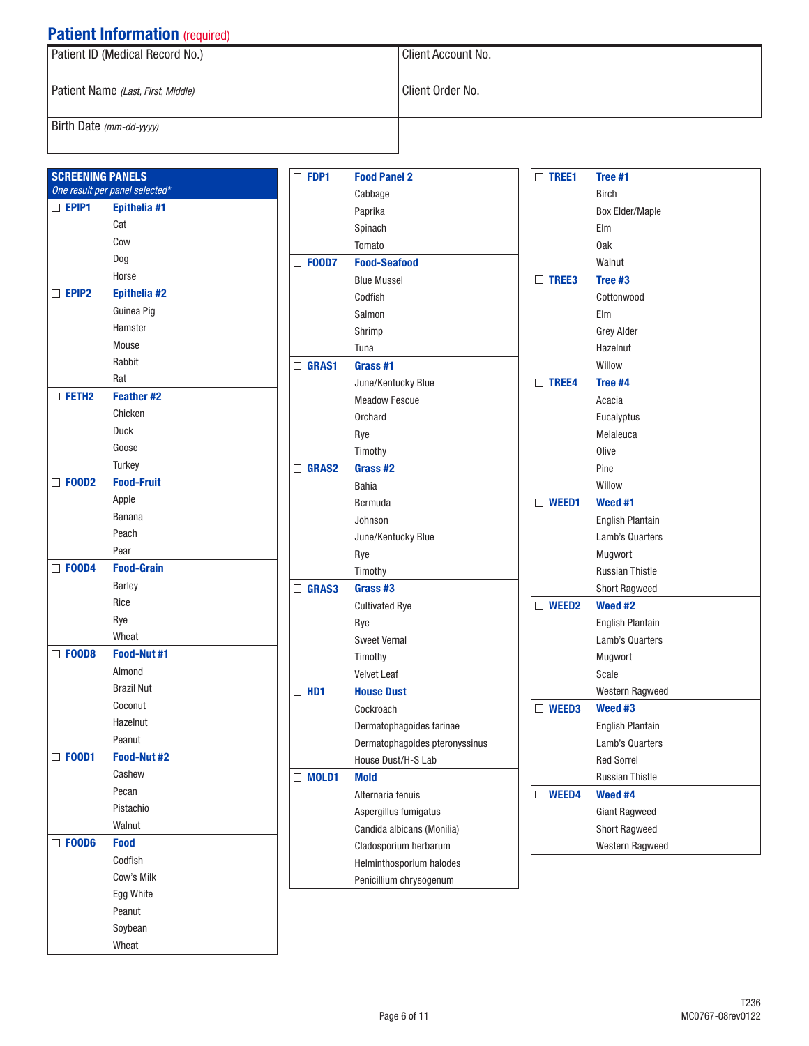## Patient Information (required)

| Patient ID (Medical Record No.) | Client Account No. |
|---|---|
| Patient Name *(Last, First, Middle)* | Client Order No. |
| Birth Date *(mm-dd-yyyy)* | |

### SCREENING PANELS

*One result per panel selected**

☐ **EPIP1** **Epithelia #1**
- Cat
- Cow
- Dog
- Horse

☐ **EPIP2** **Epithelia #2**
- Guinea Pig
- Hamster
- Mouse
- Rabbit
- Rat

☐ **FETH2** **Feather #2**
- Chicken
- Duck
- Goose
- Turkey

☐ **FOOD2** **Food-Fruit**
- Apple
- Banana
- Peach
- Pear

☐ **FOOD4** **Food-Grain**
- Barley
- Rice
- Rye
- Wheat

☐ **FOOD8** **Food-Nut #1**
- Almond
- Brazil Nut
- Coconut
- Hazelnut
- Peanut

☐ **FOOD1** **Food-Nut #2**
- Cashew
- Pecan
- Pistachio
- Walnut

☐ **FOOD6** **Food**
- Codfish
- Cow's Milk
- Egg White
- Peanut
- Soybean
- Wheat

☐ **FDP1** **Food Panel 2**
- Cabbage
- Paprika
- Spinach
- Tomato

☐ **FOOD7** **Food-Seafood**
- Blue Mussel
- Codfish
- Salmon
- Shrimp
- Tuna

☐ **GRAS1** **Grass #1**
- June/Kentucky Blue
- Meadow Fescue
- Orchard
- Rye
- Timothy

☐ **GRAS2** **Grass #2**
- Bahia
- Bermuda
- Johnson
- June/Kentucky Blue
- Rye
- Timothy

☐ **GRAS3** **Grass #3**
- Cultivated Rye
- Rye
- Sweet Vernal
- Timothy
- Velvet Leaf

☐ **HD1** **House Dust**
- Cockroach
- Dermatophagoides farinae
- Dermatophagoides pteronyssinus
- House Dust/H-S Lab

☐ **MOLD1** **Mold**
- Alternaria tenuis
- Aspergillus fumigatus
- Candida albicans (Monilia)
- Cladosporium herbarum
- Helminthosporium halodes
- Penicillium chrysogenum

☐ **TREE1** **Tree #1**
- Birch
- Box Elder/Maple
- Elm
- Oak
- Walnut

☐ **TREE3** **Tree #3**
- Cottonwood
- Elm
- Grey Alder
- Hazelnut
- Willow

☐ **TREE4** **Tree #4**
- Acacia
- Eucalyptus
- Melaleuca
- Olive
- Pine
- Willow

☐ **WEED1** **Weed #1**
- English Plantain
- Lamb's Quarters
- Mugwort
- Russian Thistle
- Short Ragweed

☐ **WEED2** **Weed #2**
- English Plantain
- Lamb's Quarters
- Mugwort
- Scale
- Western Ragweed

☐ **WEED3** **Weed #3**
- English Plantain
- Lamb's Quarters
- Red Sorrel
- Russian Thistle

☐ **WEED4** **Weed #4**
- Giant Ragweed
- Short Ragweed
- Western Ragweed

T236
MC0767-08rev0122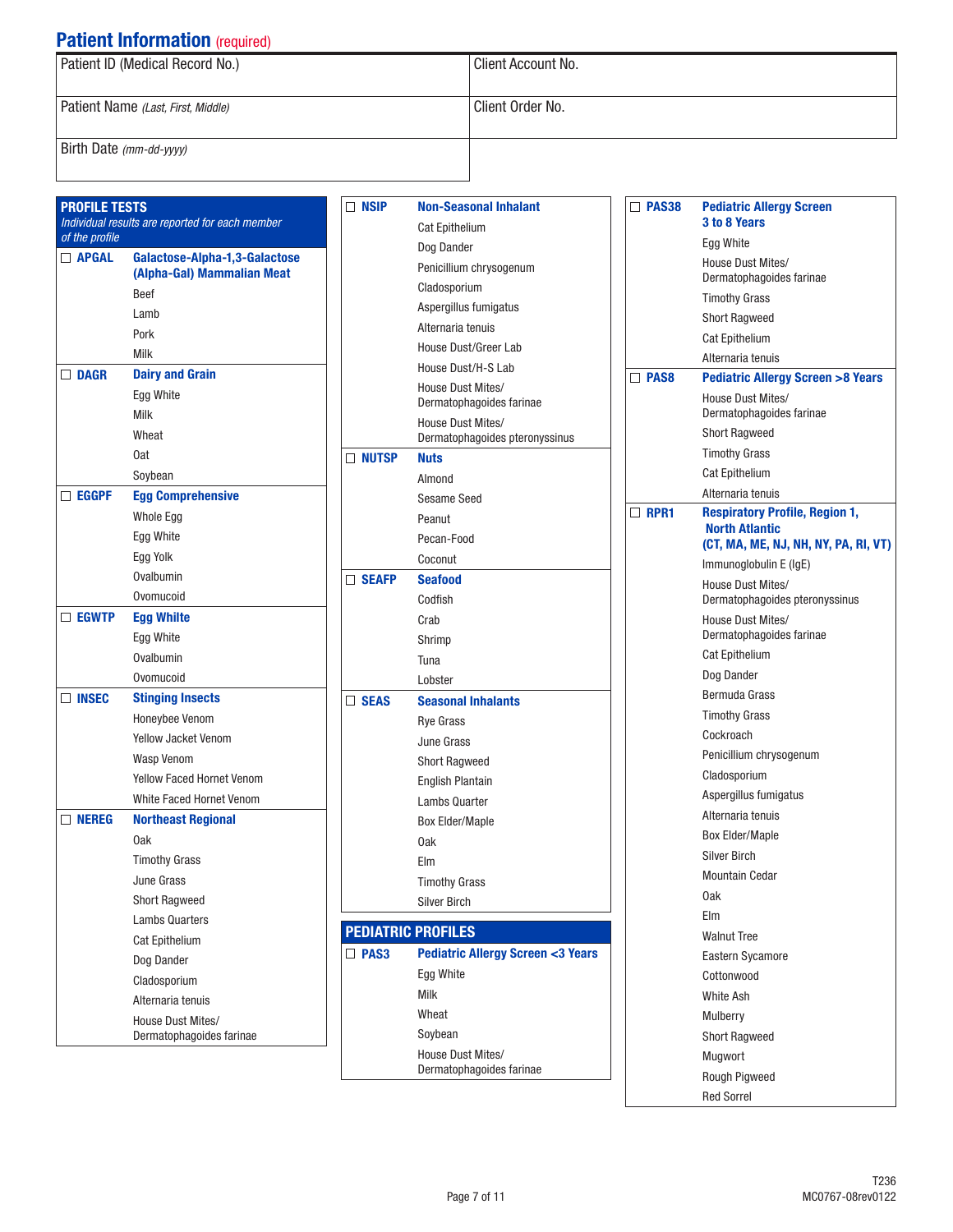## Patient Information (required)

| Patient ID (Medical Record No.) | Client Account No. |
|---|---|
| Patient Name *(Last, First, Middle)* | Client Order No. |
| Birth Date *(mm-dd-yyyy)* | |

## PROFILE TESTS

*Individual results are reported for each member of the profile*

☐ **APGAL** — **Galactose-Alpha-1,3-Galactose (Alpha-Gal) Mammalian Meat**
- Beef
- Lamb
- Pork
- Milk

☐ **DAGR** — **Dairy and Grain**
- Egg White
- Milk
- Wheat
- Oat
- Soybean

☐ **EGGPF** — **Egg Comprehensive**
- Whole Egg
- Egg White
- Egg Yolk
- Ovalbumin
- Ovomucoid

☐ **EGWTP** — **Egg Whilte**
- Egg White
- Ovalbumin
- Ovomucoid

☐ **INSEC** — **Stinging Insects**
- Honeybee Venom
- Yellow Jacket Venom
- Wasp Venom
- Yellow Faced Hornet Venom
- White Faced Hornet Venom

☐ **NEREG** — **Northeast Regional**
- Oak
- Timothy Grass
- June Grass
- Short Ragweed
- Lambs Quarters
- Cat Epithelium
- Dog Dander
- Cladosporium
- Alternaria tenuis
- House Dust Mites/ Dermatophagoides farinae

☐ **NSIP** — **Non-Seasonal Inhalant**
- Cat Epithelium
- Dog Dander
- Penicillium chrysogenum
- Cladosporium
- Aspergillus fumigatus
- Alternaria tenuis
- House Dust/Greer Lab
- House Dust/H-S Lab
- House Dust Mites/ Dermatophagoides farinae
- House Dust Mites/ Dermatophagoides pteronyssinus

☐ **NUTSP** — **Nuts**
- Almond
- Sesame Seed
- Peanut
- Pecan-Food
- Coconut

☐ **SEAFP** — **Seafood**
- Codfish
- Crab
- Shrimp
- Tuna
- Lobster

☐ **SEAS** — **Seasonal Inhalants**
- Rye Grass
- June Grass
- Short Ragweed
- English Plantain
- Lambs Quarter
- Box Elder/Maple
- Oak
- Elm
- Timothy Grass
- Silver Birch

## PEDIATRIC PROFILES

☐ **PAS3** — **Pediatric Allergy Screen <3 Years**
- Egg White
- Milk
- Wheat
- Soybean
- House Dust Mites/ Dermatophagoides farinae

☐ **PAS38** — **Pediatric Allergy Screen 3 to 8 Years**
- Egg White
- House Dust Mites/ Dermatophagoides farinae
- Timothy Grass
- Short Ragweed
- Cat Epithelium
- Alternaria tenuis

☐ **PAS8** — **Pediatric Allergy Screen >8 Years**
- House Dust Mites/ Dermatophagoides farinae
- Short Ragweed
- Timothy Grass
- Cat Epithelium
- Alternaria tenuis

☐ **RPR1** — **Respiratory Profile, Region 1, North Atlantic (CT, MA, ME, NJ, NH, NY, PA, RI, VT)**
- Immunoglobulin E (IgE)
- House Dust Mites/ Dermatophagoides pteronyssinus
- House Dust Mites/ Dermatophagoides farinae
- Cat Epithelium
- Dog Dander
- Bermuda Grass
- Timothy Grass
- Cockroach
- Penicillium chrysogenum
- Cladosporium
- Aspergillus fumigatus
- Alternaria tenuis
- Box Elder/Maple
- Silver Birch
- Mountain Cedar
- Oak
- Elm
- Walnut Tree
- Eastern Sycamore
- Cottonwood
- White Ash
- Mulberry
- Short Ragweed
- Mugwort
- Rough Pigweed
- Red Sorrel

T236
MC0767-08rev0122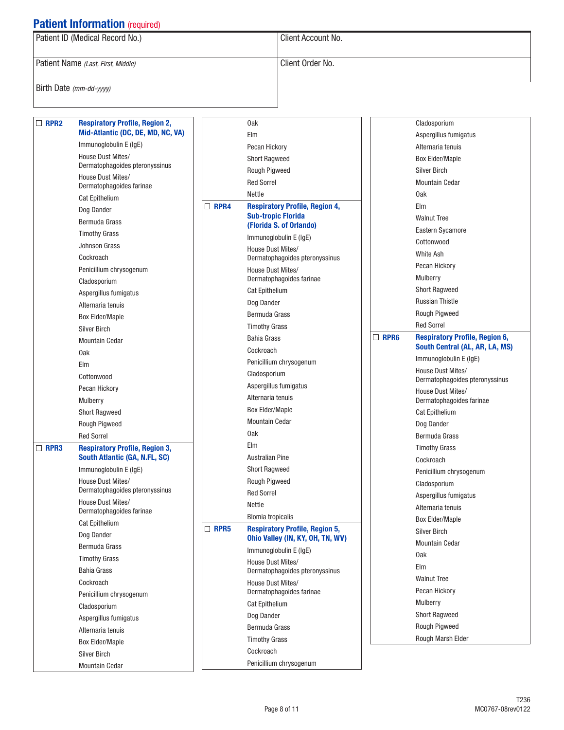## Patient Information (required)

| Patient ID (Medical Record No.) | Client Account No. |
|---|---|
| Patient Name *(Last, First, Middle)* | Client Order No. |
| Birth Date *(mm-dd-yyyy)* | |

☐ **RPR2** **Respiratory Profile, Region 2, Mid-Atlantic (DC, DE, MD, NC, VA)**

- Immunoglobulin E (IgE)
- House Dust Mites/ Dermatophagoides pteronyssinus
- House Dust Mites/ Dermatophagoides farinae
- Cat Epithelium
- Dog Dander
- Bermuda Grass
- Timothy Grass
- Johnson Grass
- Cockroach
- Penicillium chrysogenum
- Cladosporium
- Aspergillus fumigatus
- Alternaria tenuis
- Box Elder/Maple
- Silver Birch
- Mountain Cedar
- Oak
- Elm
- Cottonwood
- Pecan Hickory
- Mulberry
- Short Ragweed
- Rough Pigweed
- Red Sorrel

☐ **RPR3** **Respiratory Profile, Region 3, South Atlantic (GA, N.FL, SC)**

- Immunoglobulin E (IgE)
- House Dust Mites/ Dermatophagoides pteronyssinus
- House Dust Mites/ Dermatophagoides farinae
- Cat Epithelium
- Dog Dander
- Bermuda Grass
- Timothy Grass
- Bahia Grass
- Cockroach
- Penicillium chrysogenum
- Cladosporium
- Aspergillus fumigatus
- Alternaria tenuis
- Box Elder/Maple
- Silver Birch
- Mountain Cedar
- Oak
- Elm
- Pecan Hickory
- Short Ragweed
- Rough Pigweed
- Red Sorrel
- Nettle

☐ **RPR4** **Respiratory Profile, Region 4, Sub-tropic Florida (Florida S. of Orlando)**

- Immunoglobulin E (IgE)
- House Dust Mites/ Dermatophagoides pteronyssinus
- House Dust Mites/ Dermatophagoides farinae
- Cat Epithelium
- Dog Dander
- Bermuda Grass
- Timothy Grass
- Bahia Grass
- Cockroach
- Penicillium chrysogenum
- Cladosporium
- Aspergillus fumigatus
- Alternaria tenuis
- Box Elder/Maple
- Mountain Cedar
- Oak
- Elm
- Australian Pine
- Short Ragweed
- Rough Pigweed
- Red Sorrel
- Nettle
- Blomia tropicalis

☐ **RPR5** **Respiratory Profile, Region 5, Ohio Valley (IN, KY, OH, TN, WV)**

- Immunoglobulin E (IgE)
- House Dust Mites/ Dermatophagoides pteronyssinus
- House Dust Mites/ Dermatophagoides farinae
- Cat Epithelium
- Dog Dander
- Bermuda Grass
- Timothy Grass
- Cockroach
- Penicillium chrysogenum
- Cladosporium
- Aspergillus fumigatus
- Alternaria tenuis
- Box Elder/Maple
- Silver Birch
- Mountain Cedar
- Oak
- Elm
- Walnut Tree
- Eastern Sycamore
- Cottonwood
- White Ash
- Pecan Hickory
- Mulberry
- Short Ragweed
- Russian Thistle
- Rough Pigweed
- Red Sorrel

☐ **RPR6** **Respiratory Profile, Region 6, South Central (AL, AR, LA, MS)**

- Immunoglobulin E (IgE)
- House Dust Mites/ Dermatophagoides pteronyssinus
- House Dust Mites/ Dermatophagoides farinae
- Cat Epithelium
- Dog Dander
- Bermuda Grass
- Timothy Grass
- Cockroach
- Penicillium chrysogenum
- Cladosporium
- Aspergillus fumigatus
- Alternaria tenuis
- Box Elder/Maple
- Silver Birch
- Mountain Cedar
- Oak
- Elm
- Walnut Tree
- Pecan Hickory
- Mulberry
- Short Ragweed
- Rough Pigweed
- Rough Marsh Elder

T236
MC0767-08rev0122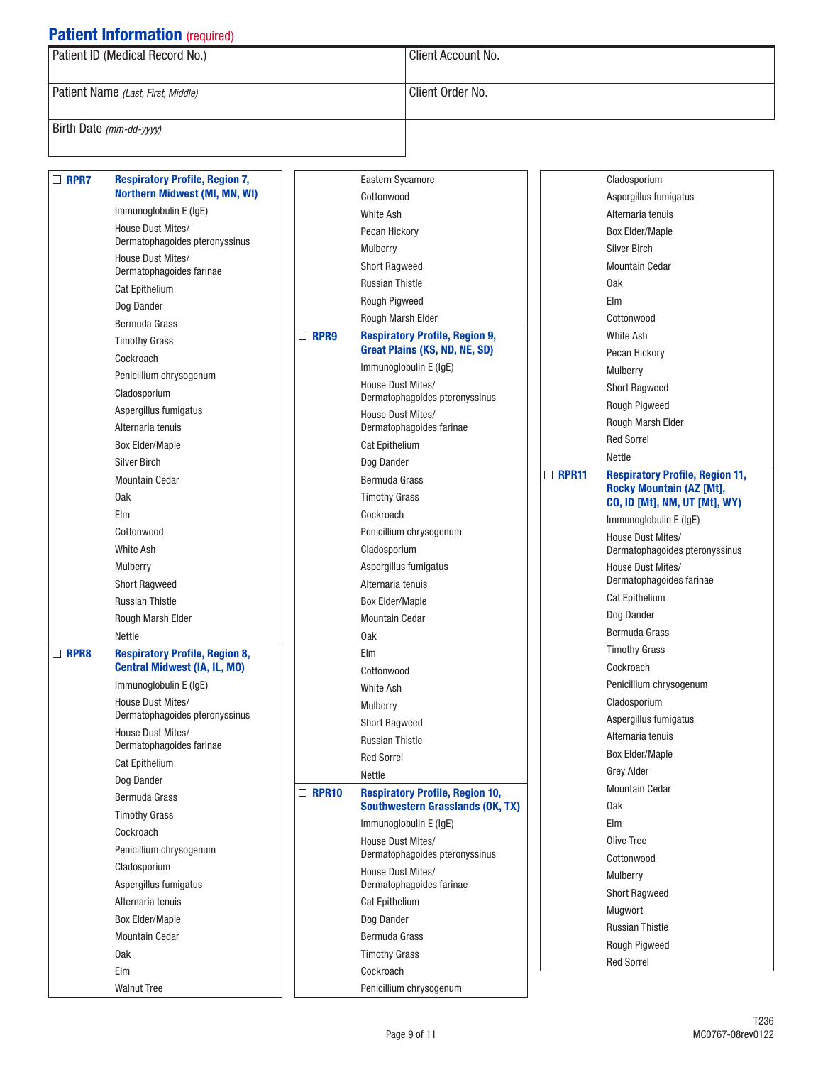## Patient Information (required)

| Patient ID (Medical Record No.) | Client Account No. |
|---|---|
| Patient Name *(Last, First, Middle)* | Client Order No. |
| Birth Date *(mm-dd-yyyy)* | |

☐ **RPR7** — **Respiratory Profile, Region 7, Northern Midwest (MI, MN, WI)**

- Immunoglobulin E (IgE)
- House Dust Mites/ Dermatophagoides pteronyssinus
- House Dust Mites/ Dermatophagoides farinae
- Cat Epithelium
- Dog Dander
- Bermuda Grass
- Timothy Grass
- Cockroach
- Penicillium chrysogenum
- Cladosporium
- Aspergillus fumigatus
- Alternaria tenuis
- Box Elder/Maple
- Silver Birch
- Mountain Cedar
- Oak
- Elm
- Cottonwood
- White Ash
- Mulberry
- Short Ragweed
- Russian Thistle
- Rough Marsh Elder
- Nettle

☐ **RPR8** — **Respiratory Profile, Region 8, Central Midwest (IA, IL, MO)**

- Immunoglobulin E (IgE)
- House Dust Mites/ Dermatophagoides pteronyssinus
- House Dust Mites/ Dermatophagoides farinae
- Cat Epithelium
- Dog Dander
- Bermuda Grass
- Timothy Grass
- Cockroach
- Penicillium chrysogenum
- Cladosporium
- Aspergillus fumigatus
- Alternaria tenuis
- Box Elder/Maple
- Mountain Cedar
- Oak
- Elm
- Walnut Tree
- Eastern Sycamore
- Cottonwood
- White Ash
- Pecan Hickory
- Mulberry
- Short Ragweed
- Russian Thistle
- Rough Pigweed
- Rough Marsh Elder

☐ **RPR9** — **Respiratory Profile, Region 9, Great Plains (KS, ND, NE, SD)**

- Immunoglobulin E (IgE)
- House Dust Mites/ Dermatophagoides pteronyssinus
- House Dust Mites/ Dermatophagoides farinae
- Cat Epithelium
- Dog Dander
- Bermuda Grass
- Timothy Grass
- Cockroach
- Penicillium chrysogenum
- Cladosporium
- Aspergillus fumigatus
- Alternaria tenuis
- Box Elder/Maple
- Mountain Cedar
- Oak
- Elm
- Cottonwood
- White Ash
- Mulberry
- Short Ragweed
- Russian Thistle
- Red Sorrel
- Nettle

☐ **RPR10** — **Respiratory Profile, Region 10, Southwestern Grasslands (OK, TX)**

- Immunoglobulin E (IgE)
- House Dust Mites/ Dermatophagoides pteronyssinus
- House Dust Mites/ Dermatophagoides farinae
- Cat Epithelium
- Dog Dander
- Bermuda Grass
- Timothy Grass
- Cockroach
- Penicillium chrysogenum
- Cladosporium
- Aspergillus fumigatus
- Alternaria tenuis
- Box Elder/Maple
- Silver Birch
- Mountain Cedar
- Oak
- Elm
- Cottonwood
- White Ash
- Pecan Hickory
- Mulberry
- Short Ragweed
- Rough Pigweed
- Rough Marsh Elder
- Red Sorrel
- Nettle

☐ **RPR11** — **Respiratory Profile, Region 11, Rocky Mountain (AZ [Mt], CO, ID [Mt], NM, UT [Mt], WY)**

- Immunoglobulin E (IgE)
- House Dust Mites/ Dermatophagoides pteronyssinus
- House Dust Mites/ Dermatophagoides farinae
- Cat Epithelium
- Dog Dander
- Bermuda Grass
- Timothy Grass
- Cockroach
- Penicillium chrysogenum
- Cladosporium
- Aspergillus fumigatus
- Alternaria tenuis
- Box Elder/Maple
- Grey Alder
- Mountain Cedar
- Oak
- Elm
- Olive Tree
- Cottonwood
- Mulberry
- Short Ragweed
- Mugwort
- Russian Thistle
- Rough Pigweed
- Red Sorrel

T236
MC0767-08rev0122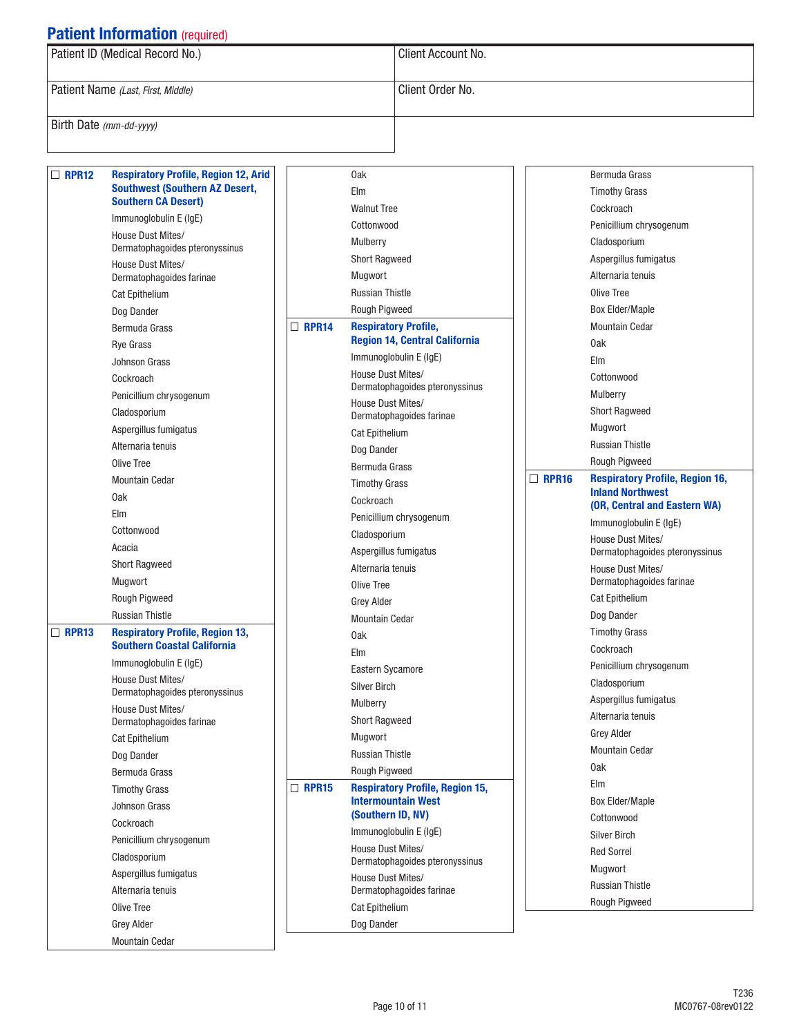## Patient Information (required)

| | |
|---|---|
| Patient ID (Medical Record No.) | Client Account No. |
| Patient Name *(Last, First, Middle)* | Client Order No. |
| Birth Date *(mm-dd-yyyy)* | |

☐ **RPR12** **Respiratory Profile, Region 12, Arid Southwest (Southern AZ Desert, Southern CA Desert)**

- Immunoglobulin E (IgE)
- House Dust Mites/ Dermatophagoides pteronyssinus
- House Dust Mites/ Dermatophagoides farinae
- Cat Epithelium
- Dog Dander
- Bermuda Grass
- Rye Grass
- Johnson Grass
- Cockroach
- Penicillium chrysogenum
- Cladosporium
- Aspergillus fumigatus
- Alternaria tenuis
- Olive Tree
- Mountain Cedar
- Oak
- Elm
- Cottonwood
- Acacia
- Short Ragweed
- Mugwort
- Rough Pigweed
- Russian Thistle

☐ **RPR13** **Respiratory Profile, Region 13, Southern Coastal California**

- Immunoglobulin E (IgE)
- House Dust Mites/ Dermatophagoides pteronyssinus
- House Dust Mites/ Dermatophagoides farinae
- Cat Epithelium
- Dog Dander
- Bermuda Grass
- Timothy Grass
- Johnson Grass
- Cockroach
- Penicillium chrysogenum
- Cladosporium
- Aspergillus fumigatus
- Alternaria tenuis
- Olive Tree
- Grey Alder
- Mountain Cedar
- Oak
- Elm
- Walnut Tree
- Cottonwood
- Mulberry
- Short Ragweed
- Mugwort
- Russian Thistle
- Rough Pigweed

☐ **RPR14** **Respiratory Profile, Region 14, Central California**

- Immunoglobulin E (IgE)
- House Dust Mites/ Dermatophagoides pteronyssinus
- House Dust Mites/ Dermatophagoides farinae
- Cat Epithelium
- Dog Dander
- Bermuda Grass
- Timothy Grass
- Cockroach
- Penicillium chrysogenum
- Cladosporium
- Aspergillus fumigatus
- Alternaria tenuis
- Olive Tree
- Grey Alder
- Mountain Cedar
- Oak
- Elm
- Eastern Sycamore
- Silver Birch
- Mulberry
- Short Ragweed
- Mugwort
- Russian Thistle
- Rough Pigweed

☐ **RPR15** **Respiratory Profile, Region 15, Intermountain West (Southern ID, NV)**

- Immunoglobulin E (IgE)
- House Dust Mites/ Dermatophagoides pteronyssinus
- House Dust Mites/ Dermatophagoides farinae
- Cat Epithelium
- Dog Dander
- Bermuda Grass
- Timothy Grass
- Cockroach
- Penicillium chrysogenum
- Cladosporium
- Aspergillus fumigatus
- Alternaria tenuis
- Olive Tree
- Box Elder/Maple
- Mountain Cedar
- Oak
- Elm
- Cottonwood
- Mulberry
- Short Ragweed
- Mugwort
- Russian Thistle
- Rough Pigweed

☐ **RPR16** **Respiratory Profile, Region 16, Inland Northwest (OR, Central and Eastern WA)**

- Immunoglobulin E (IgE)
- House Dust Mites/ Dermatophagoides pteronyssinus
- House Dust Mites/ Dermatophagoides farinae
- Cat Epithelium
- Dog Dander
- Timothy Grass
- Cockroach
- Penicillium chrysogenum
- Cladosporium
- Aspergillus fumigatus
- Alternaria tenuis
- Grey Alder
- Mountain Cedar
- Oak
- Elm
- Box Elder/Maple
- Cottonwood
- Silver Birch
- Red Sorrel
- Mugwort
- Russian Thistle
- Rough Pigweed

T236
MC0767-08rev0122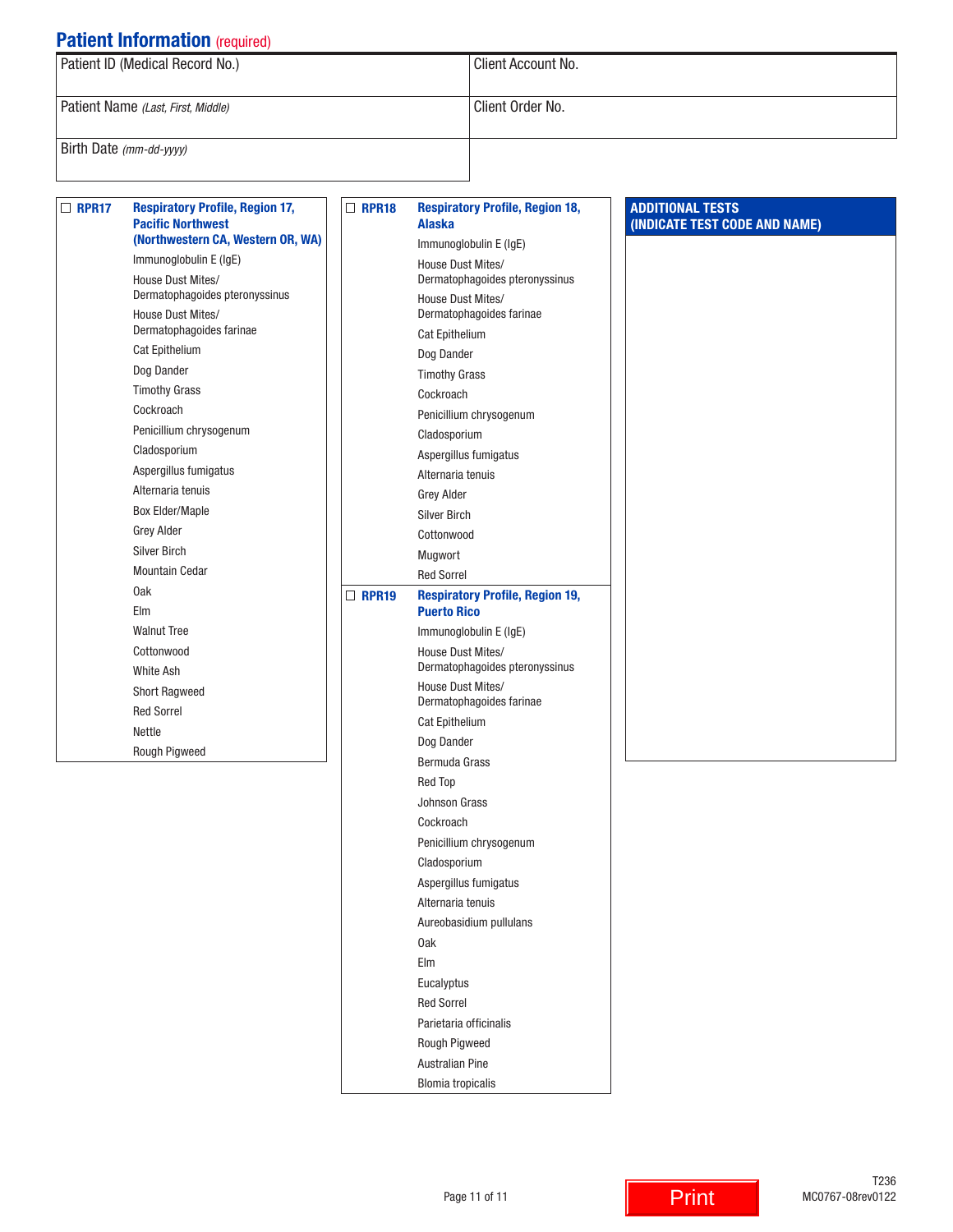## Patient Information (required)

| | |
|---|---|
| Patient ID (Medical Record No.) | Client Account No. |
| Patient Name *(Last, First, Middle)* | Client Order No. |
| Birth Date *(mm-dd-yyyy)* | |

☐ **RPR17** **Respiratory Profile, Region 17, Pacific Northwest (Northwestern CA, Western OR, WA)**

- Immunoglobulin E (IgE)
- House Dust Mites/ Dermatophagoides pteronyssinus
- House Dust Mites/ Dermatophagoides farinae
- Cat Epithelium
- Dog Dander
- Timothy Grass
- Cockroach
- Penicillium chrysogenum
- Cladosporium
- Aspergillus fumigatus
- Alternaria tenuis
- Box Elder/Maple
- Grey Alder
- Silver Birch
- Mountain Cedar
- Oak
- Elm
- Walnut Tree
- Cottonwood
- White Ash
- Short Ragweed
- Red Sorrel
- Nettle
- Rough Pigweed

☐ **RPR18** **Respiratory Profile, Region 18, Alaska**

- Immunoglobulin E (IgE)
- House Dust Mites/ Dermatophagoides pteronyssinus
- House Dust Mites/ Dermatophagoides farinae
- Cat Epithelium
- Dog Dander
- Timothy Grass
- Cockroach
- Penicillium chrysogenum
- Cladosporium
- Aspergillus fumigatus
- Alternaria tenuis
- Grey Alder
- Silver Birch
- Cottonwood
- Mugwort
- Red Sorrel

☐ **RPR19** **Respiratory Profile, Region 19, Puerto Rico**

- Immunoglobulin E (IgE)
- House Dust Mites/ Dermatophagoides pteronyssinus
- House Dust Mites/ Dermatophagoides farinae
- Cat Epithelium
- Dog Dander
- Bermuda Grass
- Red Top
- Johnson Grass
- Cockroach
- Penicillium chrysogenum
- Cladosporium
- Aspergillus fumigatus
- Alternaria tenuis
- Aureobasidium pullulans
- Oak
- Elm
- Eucalyptus
- Red Sorrel
- Parietaria officinalis
- Rough Pigweed
- Australian Pine
- Blomia tropicalis

**ADDITIONAL TESTS (INDICATE TEST CODE AND NAME)**

Print

T236
MC0767-08rev0122